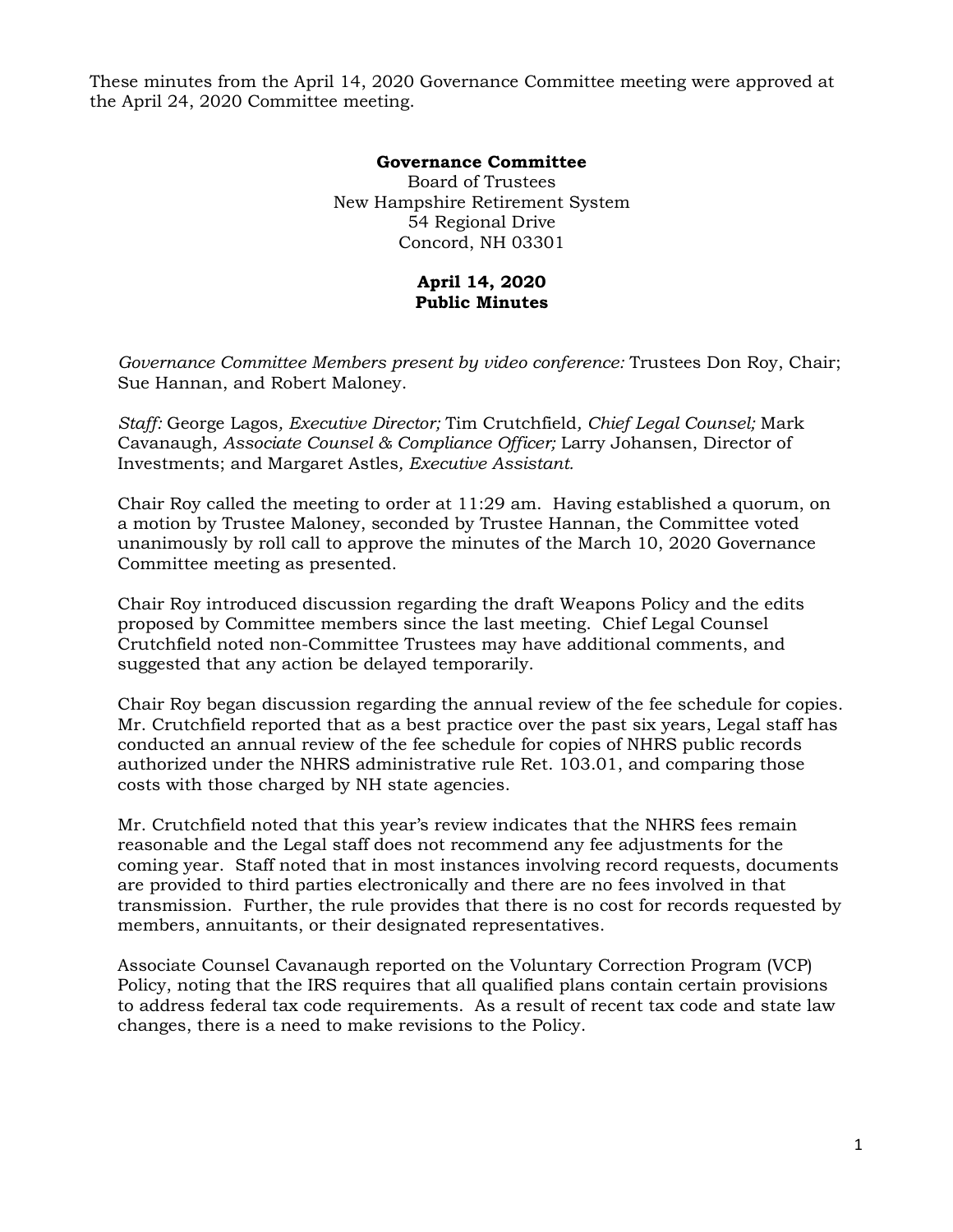These minutes from the April 14, 2020 Governance Committee meeting were approved at the April 24, 2020 Committee meeting.

**Governance Committee**
Board of Trustees
New Hampshire Retirement System
54 Regional Drive
Concord, NH 03301

**April 14, 2020**
**Public Minutes**

*Governance Committee Members present by video conference:* Trustees Don Roy, Chair; Sue Hannan, and Robert Maloney.

*Staff:* George Lagos*, Executive Director;* Tim Crutchfield*, Chief Legal Counsel;* Mark Cavanaugh*, Associate Counsel & Compliance Officer;* Larry Johansen, Director of Investments; and Margaret Astles*, Executive Assistant.*

Chair Roy called the meeting to order at 11:29 am. Having established a quorum, on a motion by Trustee Maloney, seconded by Trustee Hannan, the Committee voted unanimously by roll call to approve the minutes of the March 10, 2020 Governance Committee meeting as presented.

Chair Roy introduced discussion regarding the draft Weapons Policy and the edits proposed by Committee members since the last meeting. Chief Legal Counsel Crutchfield noted non-Committee Trustees may have additional comments, and suggested that any action be delayed temporarily.

Chair Roy began discussion regarding the annual review of the fee schedule for copies. Mr. Crutchfield reported that as a best practice over the past six years, Legal staff has conducted an annual review of the fee schedule for copies of NHRS public records authorized under the NHRS administrative rule Ret. 103.01, and comparing those costs with those charged by NH state agencies.

Mr. Crutchfield noted that this year's review indicates that the NHRS fees remain reasonable and the Legal staff does not recommend any fee adjustments for the coming year. Staff noted that in most instances involving record requests, documents are provided to third parties electronically and there are no fees involved in that transmission. Further, the rule provides that there is no cost for records requested by members, annuitants, or their designated representatives.

Associate Counsel Cavanaugh reported on the Voluntary Correction Program (VCP) Policy, noting that the IRS requires that all qualified plans contain certain provisions to address federal tax code requirements. As a result of recent tax code and state law changes, there is a need to make revisions to the Policy.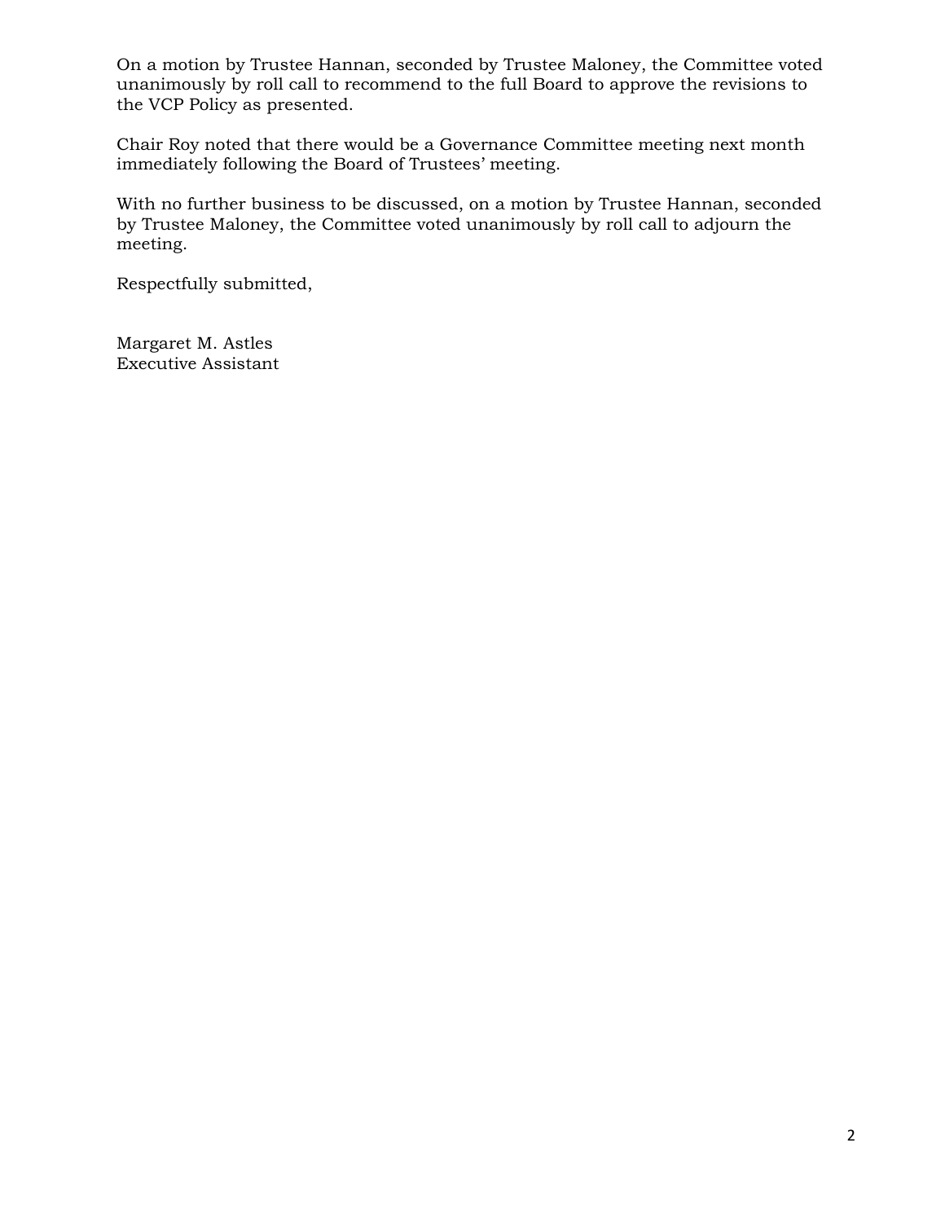On a motion by Trustee Hannan, seconded by Trustee Maloney, the Committee voted unanimously by roll call to recommend to the full Board to approve the revisions to the VCP Policy as presented.

Chair Roy noted that there would be a Governance Committee meeting next month immediately following the Board of Trustees' meeting.

With no further business to be discussed, on a motion by Trustee Hannan, seconded by Trustee Maloney, the Committee voted unanimously by roll call to adjourn the meeting.

Respectfully submitted,

Margaret M. Astles
Executive Assistant